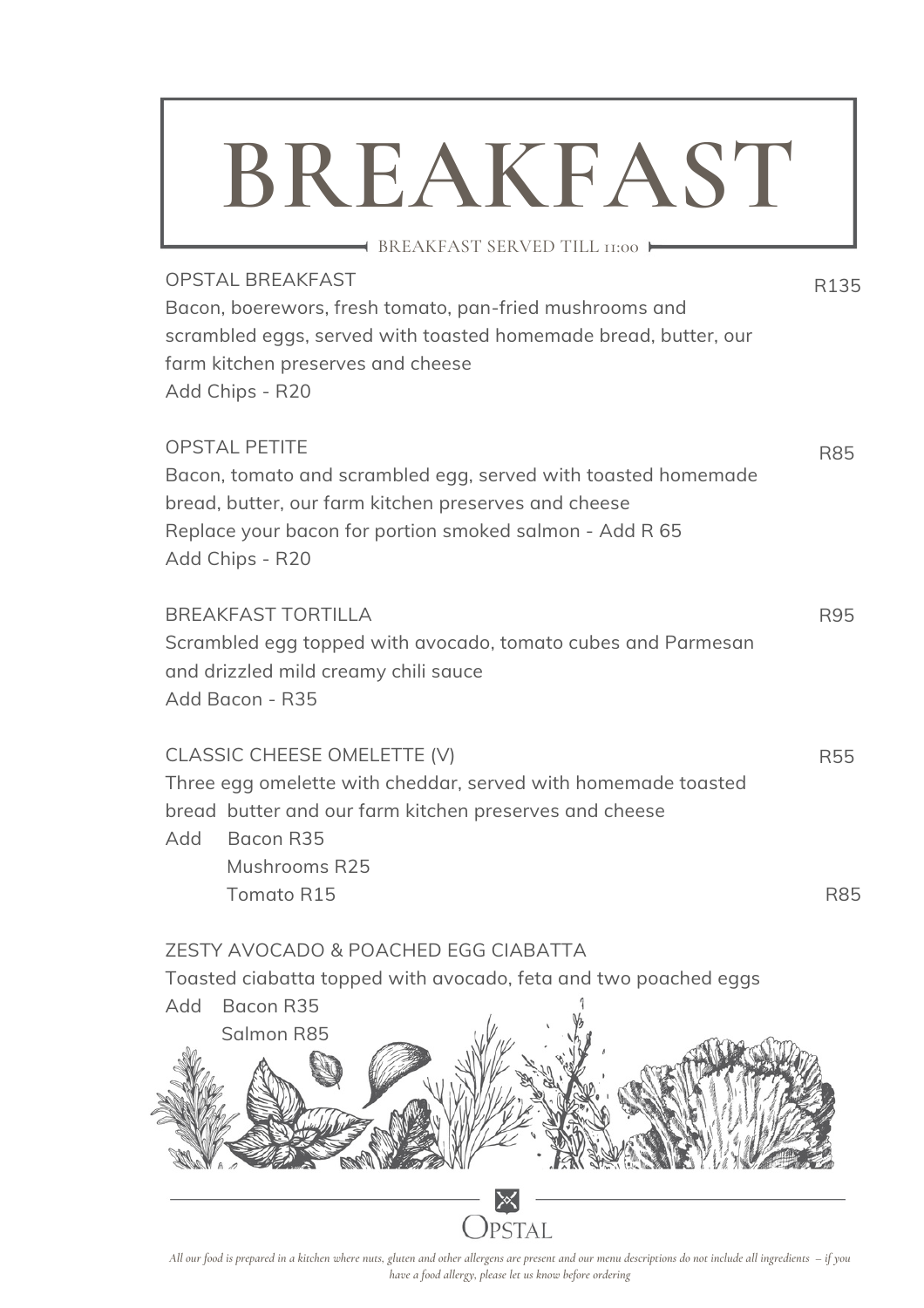# BREAKFAST

BREAKFAST SERVED TILL 11:00

OPSTAL BREAKFAST — R135

Bacon, boerewors, fresh tomato, pan-fried mushrooms and scrambled eggs, served with toasted homemade bread, butter, our farm kitchen preserves and cheese

Add Chips - R20

OPSTAL PETITE — R85

Bacon, tomato and scrambled egg, served with toasted homemade bread, butter, our farm kitchen preserves and cheese

Replace your bacon for portion smoked salmon - Add R 65

Add Chips - R20

BREAKFAST TORTILLA — R95

Scrambled egg topped with avocado, tomato cubes and Parmesan and drizzled mild creamy chili sauce

Add Bacon - R35

CLASSIC CHEESE OMELETTE (V) — R55

Three egg omelette with cheddar, served with homemade toasted bread butter and our farm kitchen preserves and cheese

Add Bacon R35
Mushrooms R25
Tomato R15

R85

ZESTY AVOCADO & POACHED EGG CIABATTA

Toasted ciabatta topped with avocado, feta and two poached eggs

Add Bacon R35
Salmon R85

OPSTAL

*All our food is prepared in a kitchen where nuts, gluten and other allergens are present and our menu descriptions do not include all ingredients – if you have a food allergy, please let us know before ordering*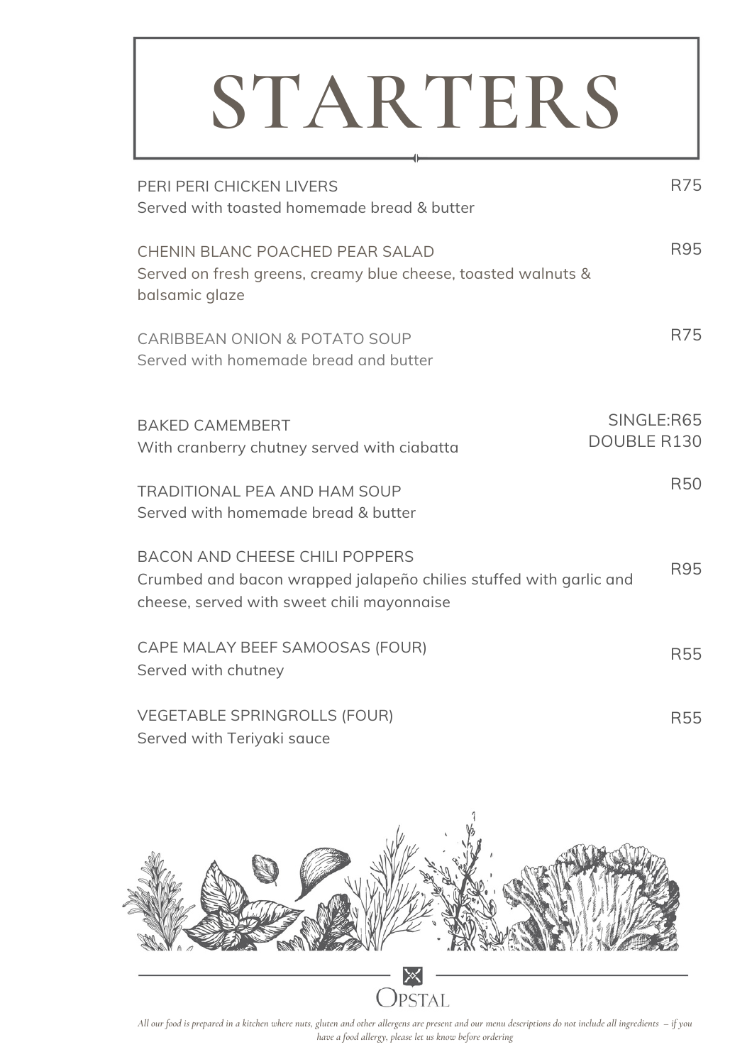# STARTERS

PERI PERI CHICKEN LIVERS — R75
Served with toasted homemade bread & butter

CHENIN BLANC POACHED PEAR SALAD — R95
Served on fresh greens, creamy blue cheese, toasted walnuts & balsamic glaze

CARIBBEAN ONION & POTATO SOUP — R75
Served with homemade bread and butter

BAKED CAMEMBERT — SINGLE:R65 / DOUBLE R130
With cranberry chutney served with ciabatta

TRADITIONAL PEA AND HAM SOUP — R50
Served with homemade bread & butter

BACON AND CHEESE CHILI POPPERS — R95
Crumbed and bacon wrapped jalapeño chilies stuffed with garlic and cheese, served with sweet chili mayonnaise

CAPE MALAY BEEF SAMOOSAS (FOUR) — R55
Served with chutney

VEGETABLE SPRINGROLLS (FOUR) — R55
Served with Teriyaki sauce

OPSTAL

*All our food is prepared in a kitchen where nuts, gluten and other allergens are present and our menu descriptions do not include all ingredients – if you have a food allergy, please let us know before ordering*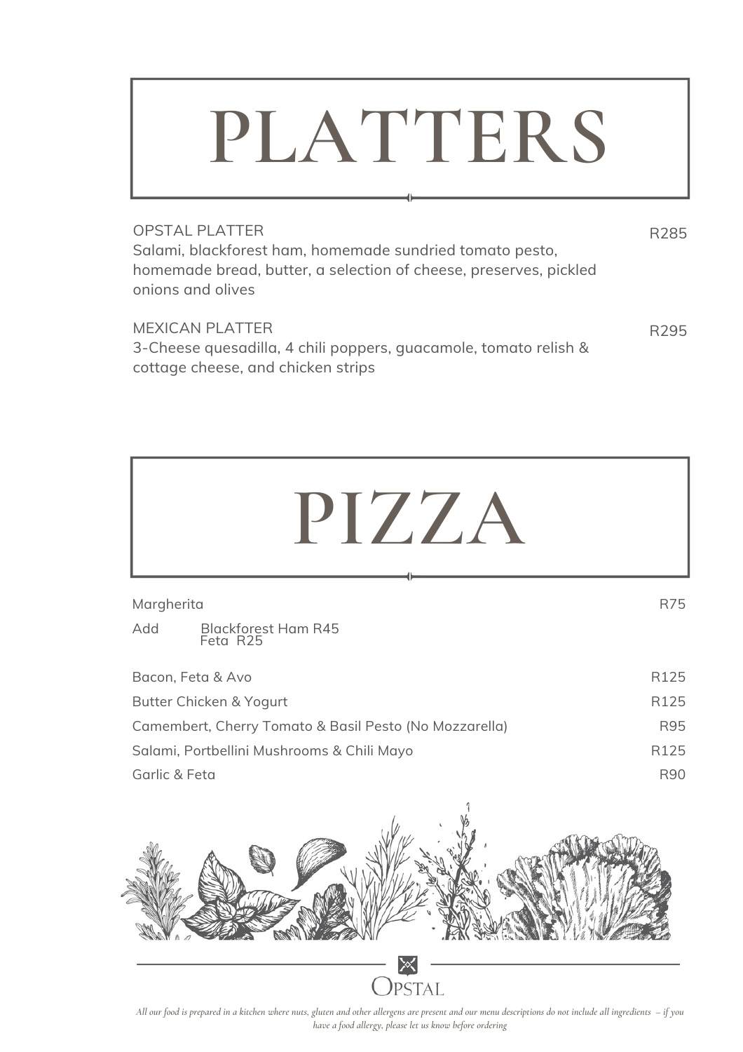# PLATTERS

**OPSTAL PLATTER** — R285
Salami, blackforest ham, homemade sundried tomato pesto, homemade bread, butter, a selection of cheese, preserves, pickled onions and olives

**MEXICAN PLATTER** — R295
3-Cheese quesadilla, 4 chili poppers, guacamole, tomato relish & cottage cheese, and chicken strips

# PIZZA

| Item | Price |
|---|---|
| Margherita | R75 |
| Add: Blackforest Ham R45, Feta R25 | |
| Bacon, Feta & Avo | R125 |
| Butter Chicken & Yogurt | R125 |
| Camembert, Cherry Tomato & Basil Pesto (No Mozzarella) | R95 |
| Salami, Portbellini Mushrooms & Chili Mayo | R125 |
| Garlic & Feta | R90 |

OPSTAL

*All our food is prepared in a kitchen where nuts, gluten and other allergens are present and our menu descriptions do not include all ingredients – if you have a food allergy, please let us know before ordering*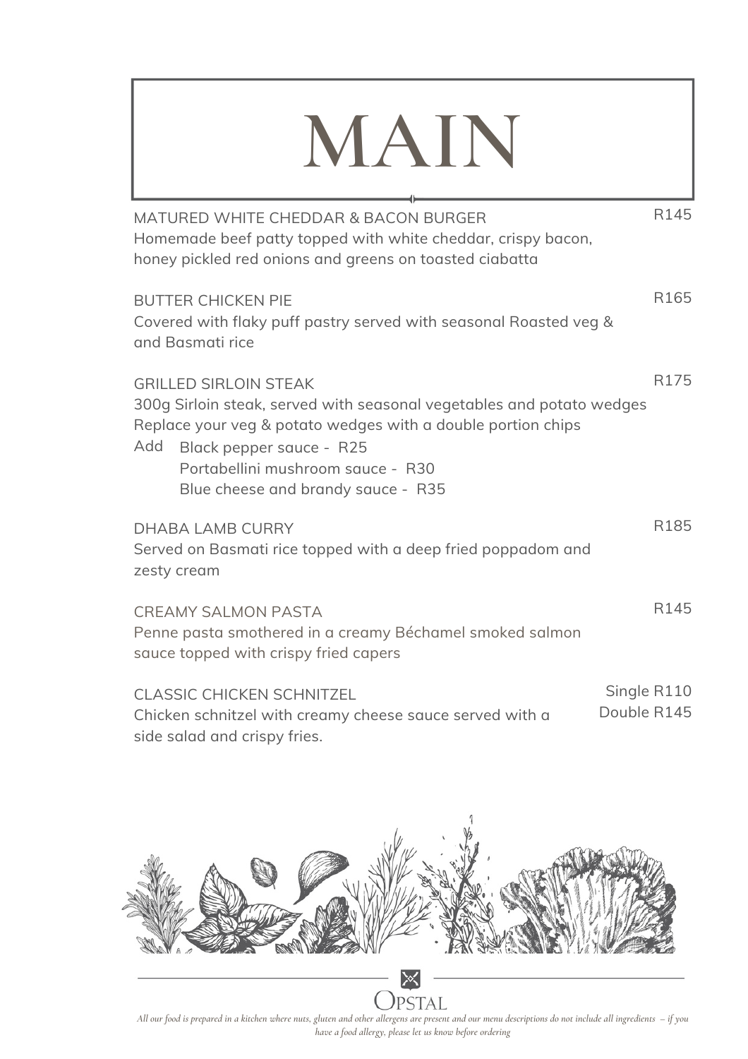# MAIN

MATURED WHITE CHEDDAR & BACON BURGER R145
Homemade beef patty topped with white cheddar, crispy bacon, honey pickled red onions and greens on toasted ciabatta

BUTTER CHICKEN PIE R165
Covered with flaky puff pastry served with seasonal Roasted veg & and Basmati rice

GRILLED SIRLOIN STEAK R175
300g Sirloin steak, served with seasonal vegetables and potato wedges
Replace your veg & potato wedges with a double portion chips
Add Black pepper sauce - R25
Portabellini mushroom sauce - R30
Blue cheese and brandy sauce - R35

DHABA LAMB CURRY R185
Served on Basmati rice topped with a deep fried poppadom and zesty cream

CREAMY SALMON PASTA R145
Penne pasta smothered in a creamy Béchamel smoked salmon sauce topped with crispy fried capers

CLASSIC CHICKEN SCHNITZEL Single R110 Double R145
Chicken schnitzel with creamy cheese sauce served with a side salad and crispy fries.

OPSTAL

*All our food is prepared in a kitchen where nuts, gluten and other allergens are present and our menu descriptions do not include all ingredients – if you have a food allergy, please let us know before ordering*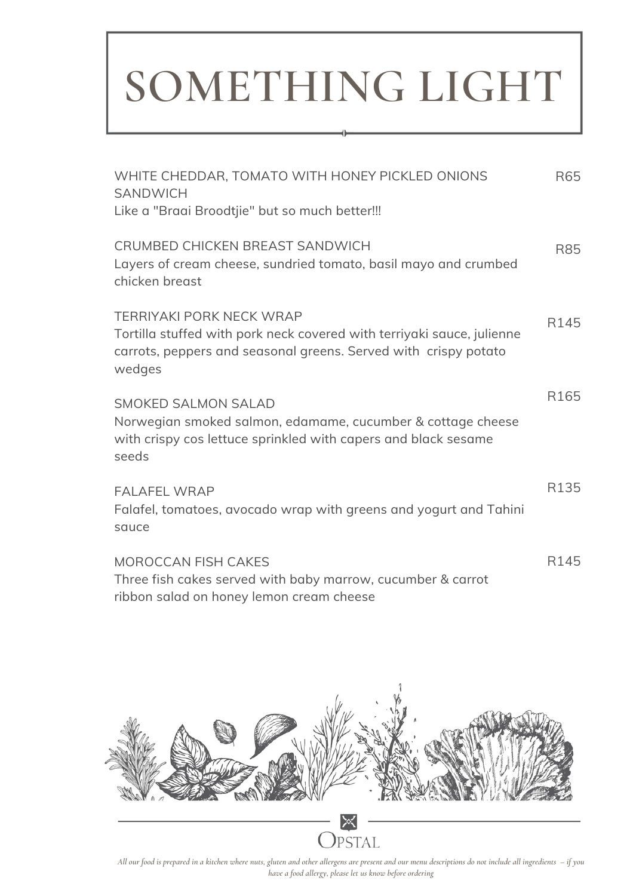# SOMETHING LIGHT

WHITE CHEDDAR, TOMATO WITH HONEY PICKLED ONIONS SANDWICH — R65
Like a "Braai Broodtjie" but so much better!!!

CRUMBED CHICKEN BREAST SANDWICH — R85
Layers of cream cheese, sundried tomato, basil mayo and crumbed chicken breast

TERRIYAKI PORK NECK WRAP — R145
Tortilla stuffed with pork neck covered with terriyaki sauce, julienne carrots, peppers and seasonal greens. Served with crispy potato wedges

SMOKED SALMON SALAD — R165
Norwegian smoked salmon, edamame, cucumber & cottage cheese with crispy cos lettuce sprinkled with capers and black sesame seeds

FALAFEL WRAP — R135
Falafel, tomatoes, avocado wrap with greens and yogurt and Tahini sauce

MOROCCAN FISH CAKES — R145
Three fish cakes served with baby marrow, cucumber & carrot ribbon salad on honey lemon cream cheese

OPSTAL

*All our food is prepared in a kitchen where nuts, gluten and other allergens are present and our menu descriptions do not include all ingredients – if you have a food allergy, please let us know before ordering*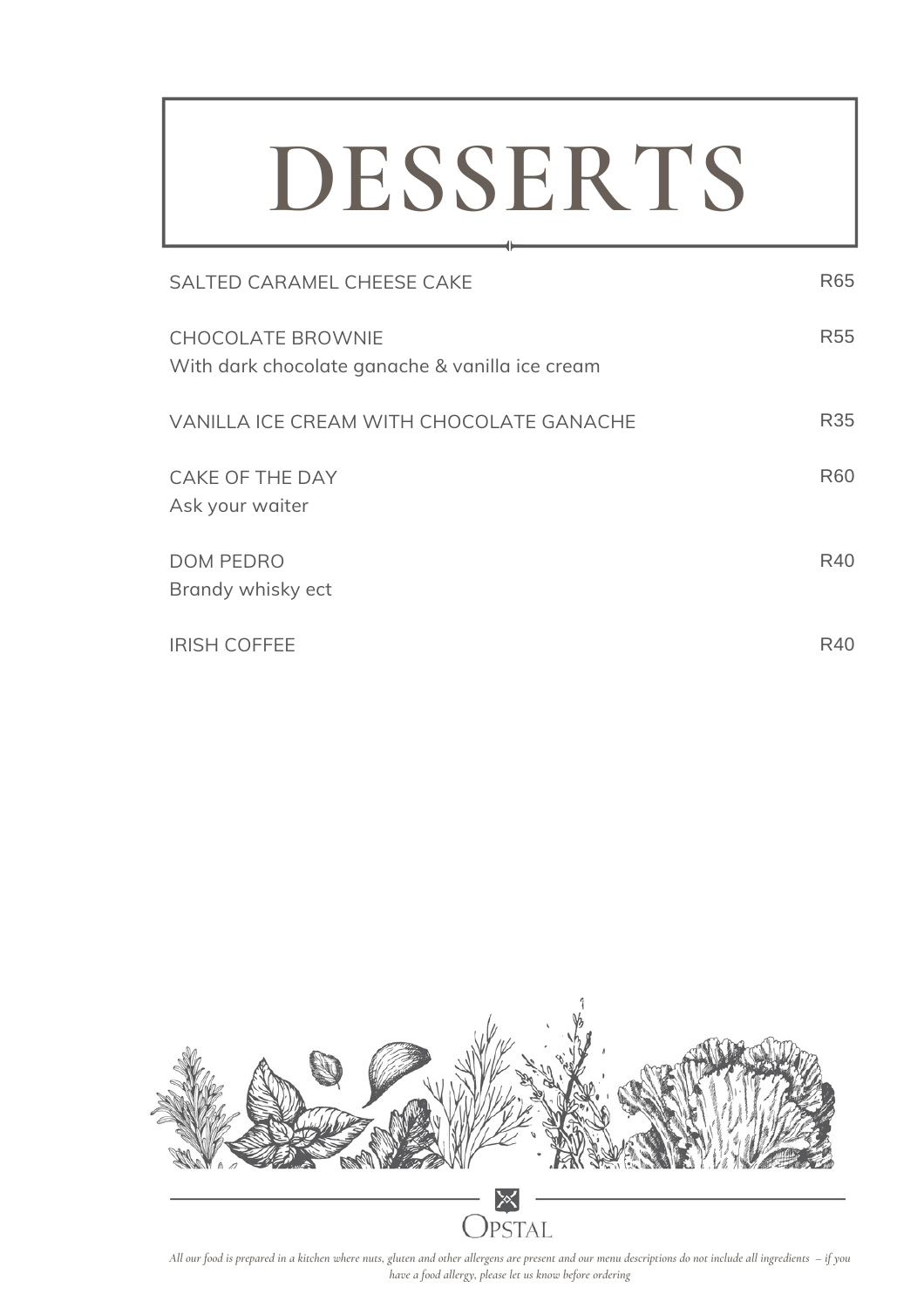# DESSERTS

| | |
|---|---|
| SALTED CARAMEL CHEESE CAKE | R65 |
| CHOCOLATE BROWNIE<br>With dark chocolate ganache & vanilla ice cream | R55 |
| VANILLA ICE CREAM WITH CHOCOLATE GANACHE | R35 |
| CAKE OF THE DAY<br>Ask your waiter | R60 |
| DOM PEDRO<br>Brandy whisky ect | R40 |
| IRISH COFFEE | R40 |

OPSTAL

*All our food is prepared in a kitchen where nuts, gluten and other allergens are present and our menu descriptions do not include all ingredients – if you have a food allergy, please let us know before ordering*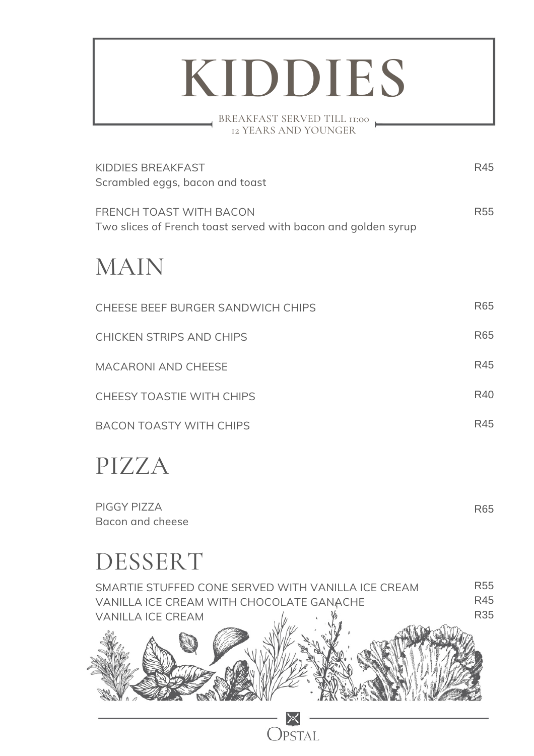# KIDDIES

BREAKFAST SERVED TILL 11:00
12 YEARS AND YOUNGER

KIDDIES BREAKFAST R45
Scrambled eggs, bacon and toast

FRENCH TOAST WITH BACON R55
Two slices of French toast served with bacon and golden syrup

## MAIN

CHEESE BEEF BURGER SANDWICH CHIPS R65

CHICKEN STRIPS AND CHIPS R65

MACARONI AND CHEESE R45

CHEESY TOASTIE WITH CHIPS R40

BACON TOASTY WITH CHIPS R45

## PIZZA

PIGGY PIZZA R65
Bacon and cheese

## DESSERT

SMARTIE STUFFED CONE SERVED WITH VANILLA ICE CREAM R55
VANILLA ICE CREAM WITH CHOCOLATE GANACHE R45
VANILLA ICE CREAM R35

OPSTAL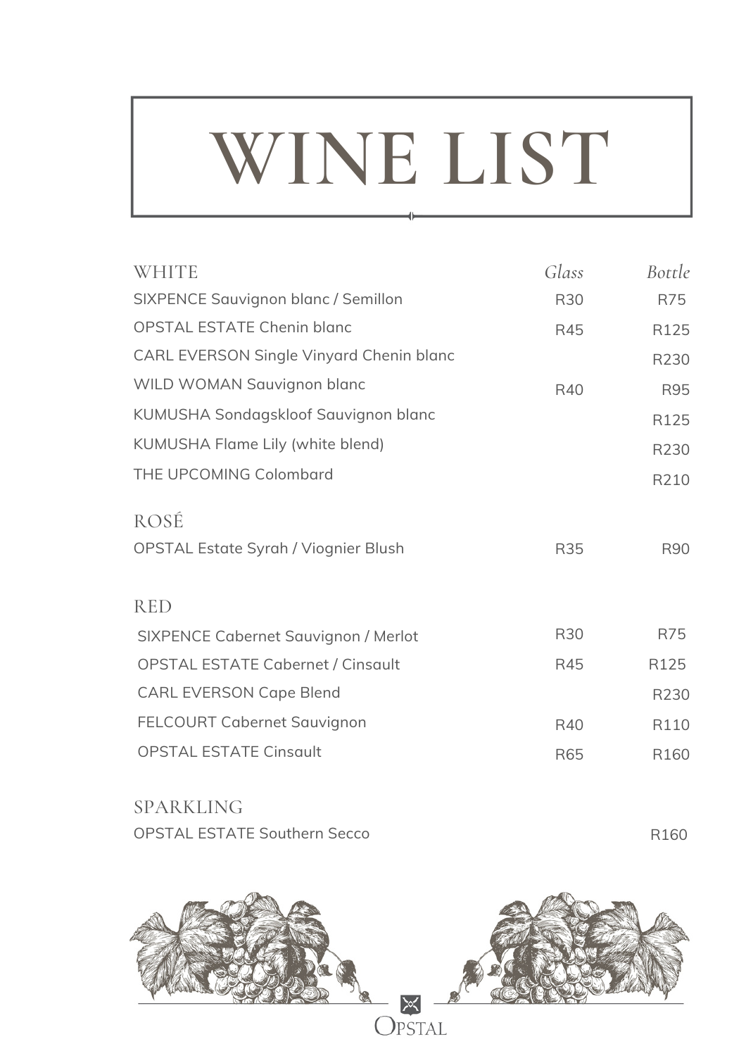# WINE LIST

| WHITE | *Glass* | *Bottle* |
| --- | --- | --- |
| SIXPENCE Sauvignon blanc / Semillon | R30 | R75 |
| OPSTAL ESTATE Chenin blanc | R45 | R125 |
| CARL EVERSON Single Vinyard Chenin blanc | | R230 |
| WILD WOMAN Sauvignon blanc | R40 | R95 |
| KUMUSHA Sondagskloof Sauvignon blanc | | R125 |
| KUMUSHA Flame Lily (white blend) | | R230 |
| THE UPCOMING Colombard | | R210 |

| ROSÉ | | |
| --- | --- | --- |
| OPSTAL Estate Syrah / Viognier Blush | R35 | R90 |

| RED | | |
| --- | --- | --- |
| SIXPENCE Cabernet Sauvignon / Merlot | R30 | R75 |
| OPSTAL ESTATE Cabernet / Cinsault | R45 | R125 |
| CARL EVERSON Cape Blend | | R230 |
| FELCOURT Cabernet Sauvignon | R40 | R110 |
| OPSTAL ESTATE Cinsault | R65 | R160 |

| SPARKLING | | |
| --- | --- | --- |
| OPSTAL ESTATE Southern Secco | | R160 |

OPSTAL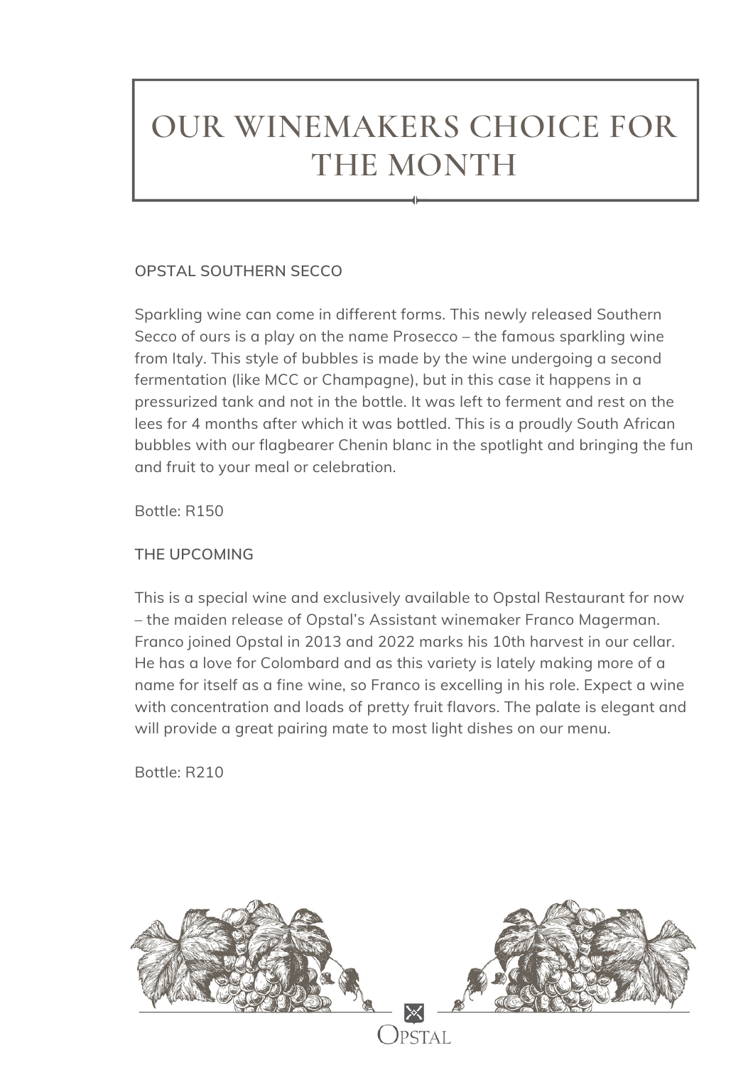# OUR WINEMAKERS CHOICE FOR THE MONTH

### OPSTAL SOUTHERN SECCO

Sparkling wine can come in different forms. This newly released Southern Secco of ours is a play on the name Prosecco – the famous sparkling wine from Italy. This style of bubbles is made by the wine undergoing a second fermentation (like MCC or Champagne), but in this case it happens in a pressurized tank and not in the bottle. It was left to ferment and rest on the lees for 4 months after which it was bottled. This is a proudly South African bubbles with our flagbearer Chenin blanc in the spotlight and bringing the fun and fruit to your meal or celebration.

Bottle: R150

### THE UPCOMING

This is a special wine and exclusively available to Opstal Restaurant for now – the maiden release of Opstal's Assistant winemaker Franco Magerman. Franco joined Opstal in 2013 and 2022 marks his 10th harvest in our cellar. He has a love for Colombard and as this variety is lately making more of a name for itself as a fine wine, so Franco is excelling in his role. Expect a wine with concentration and loads of pretty fruit flavors. The palate is elegant and will provide a great pairing mate to most light dishes on our menu.

Bottle: R210

OPSTAL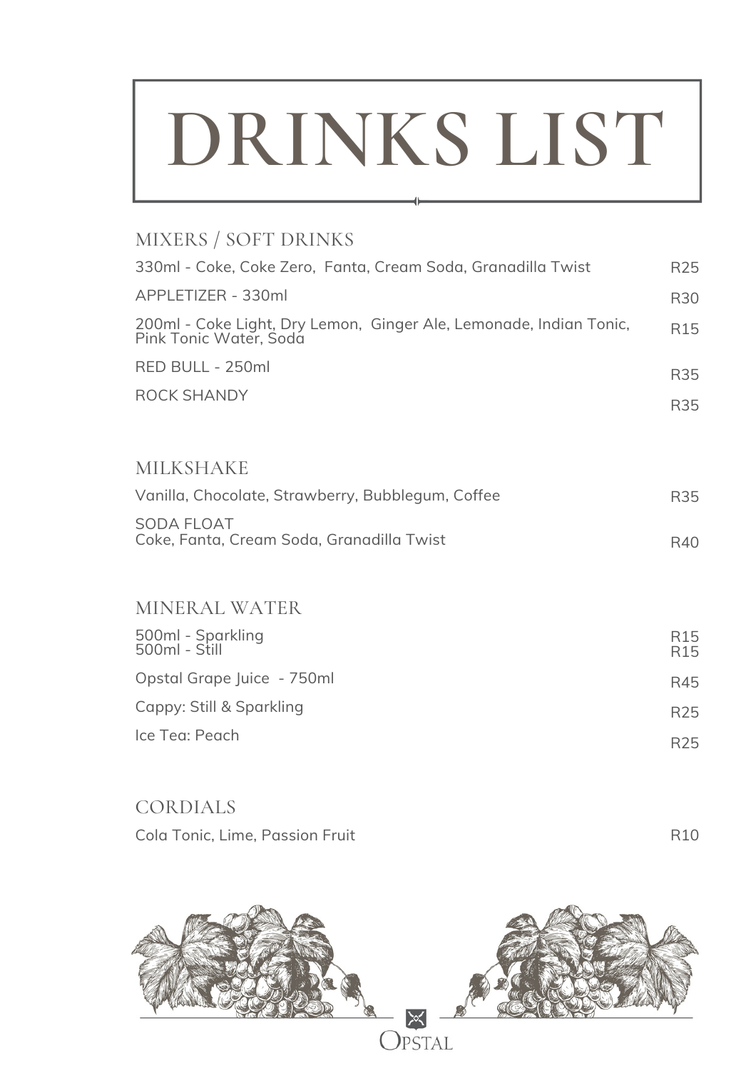# DRINKS LIST

## MIXERS / SOFT DRINKS

| Item | Price |
|---|---|
| 330ml - Coke, Coke Zero, Fanta, Cream Soda, Granadilla Twist | R25 |
| APPLETIZER - 330ml | R30 |
| 200ml - Coke Light, Dry Lemon, Ginger Ale, Lemonade, Indian Tonic, Pink Tonic Water, Soda | R15 |
| RED BULL - 250ml | R35 |
| ROCK SHANDY | R35 |

## MILKSHAKE

| Item | Price |
|---|---|
| Vanilla, Chocolate, Strawberry, Bubblegum, Coffee | R35 |
| SODA FLOAT<br>Coke, Fanta, Cream Soda, Granadilla Twist | R40 |

## MINERAL WATER

| Item | Price |
|---|---|
| 500ml - Sparkling | R15 |
| 500ml - Still | R15 |
| Opstal Grape Juice - 750ml | R45 |
| Cappy: Still & Sparkling | R25 |
| Ice Tea: Peach | R25 |

## CORDIALS

| Item | Price |
|---|---|
| Cola Tonic, Lime, Passion Fruit | R10 |

OPSTAL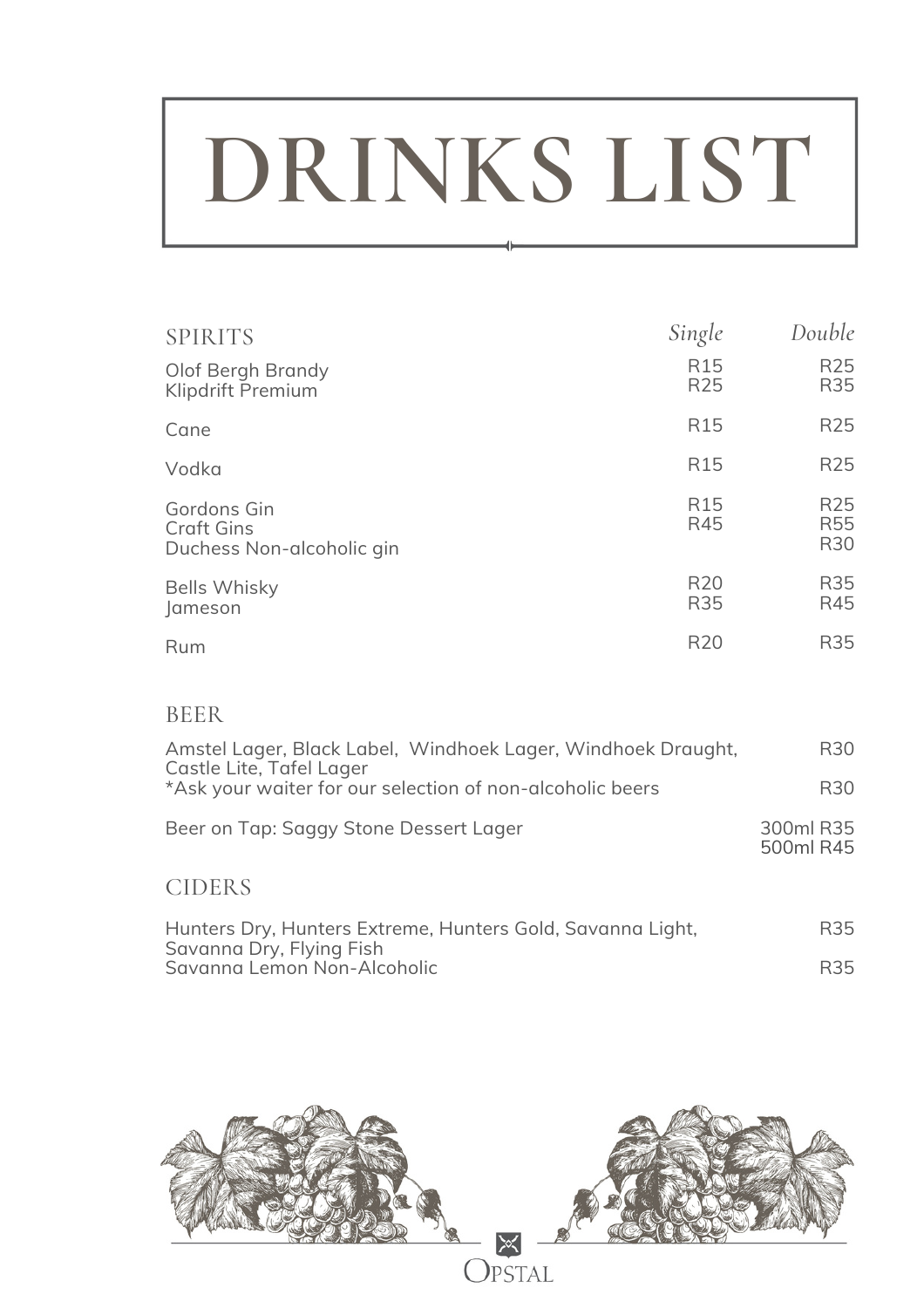# DRINKS LIST

## SPIRITS

| | *Single* | *Double* |
|---|---|---|
| Olof Bergh Brandy | R15 | R25 |
| Klipdrift Premium | R25 | R35 |
| Cane | R15 | R25 |
| Vodka | R15 | R25 |
| Gordons Gin | R15 | R25 |
| Craft Gins | R45 | R55 |
| Duchess Non-alcoholic gin | | R30 |
| Bells Whisky | R20 | R35 |
| Jameson | R35 | R45 |
| Rum | R20 | R35 |

## BEER

| | |
|---|---|
| Amstel Lager, Black Label, Windhoek Lager, Windhoek Draught, Castle Lite, Tafel Lager | R30 |
| *Ask your waiter for our selection of non-alcoholic beers | R30 |
| Beer on Tap: Saggy Stone Dessert Lager | 300ml R35<br>500ml R45 |

## CIDERS

| | |
|---|---|
| Hunters Dry, Hunters Extreme, Hunters Gold, Savanna Light, Savanna Dry, Flying Fish | R35 |
| Savanna Lemon Non-Alcoholic | R35 |

OPSTAL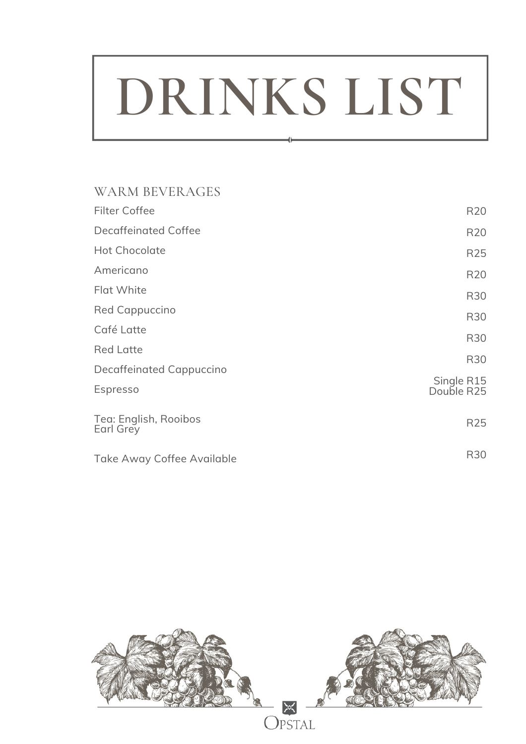# DRINKS LIST

## WARM BEVERAGES

| | |
|---|---|
| Filter Coffee | R20 |
| Decaffeinated Coffee | R20 |
| Hot Chocolate | R25 |
| Americano | R20 |
| Flat White | R30 |
| Red Cappuccino | R30 |
| Café Latte | R30 |
| Red Latte | R30 |
| Decaffeinated Cappuccino | |
| Espresso | Single R15<br>Double R25 |
| Tea: English, Rooibos<br>Earl Grey | R25 |
| Take Away Coffee Available | R30 |